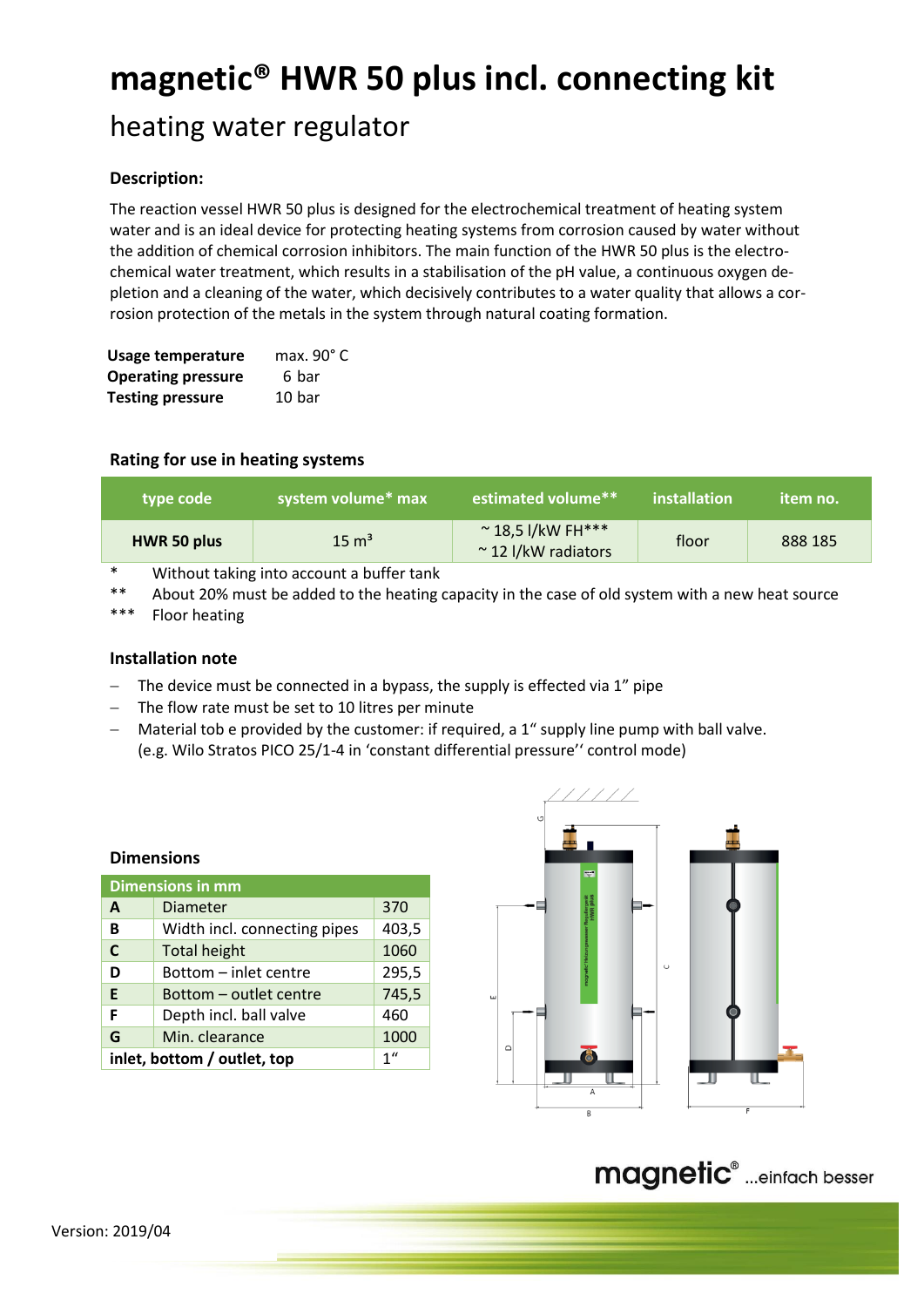# magnetic® HWR 50 plus incl. connecting kit

## heating water regulator

### Description:

The reaction vessel HWR 50 plus is designed for the electrochemical treatment of heating system water and is an ideal device for protecting heating systems from corrosion caused by water without the addition of chemical corrosion inhibitors. The main function of the HWR 50 plus is the electro-chemical water treatment, which results in a stabilisation of the pH value, a continuous oxygen de-pletion and a cleaning of the water, which decisively contributes to a water quality that allows a cor-rosion protection of the metals in the system through natural coating formation.

| | |
|---|---|
| **Usage temperature** | max. 90° C |
| **Operating pressure** | 6 bar |
| **Testing pressure** | 10 bar |

### Rating for use in heating systems

| type code | system volume* max | estimated volume** | installation | item no. |
|---|---|---|---|---|
| **HWR 50 plus** | 15 m³ | ~ 18,5 l/kW FH***<br>~ 12 l/kW radiators | floor | 888 185 |

\* Without taking into account a buffer tank
** About 20% must be added to the heating capacity in the case of old system with a new heat source
*** Floor heating

### Installation note

- The device must be connected in a bypass, the supply is effected via 1” pipe
- The flow rate must be set to 10 litres per minute
- Material tob e provided by the customer: if required, a 1“ supply line pump with ball valve. (e.g. Wilo Stratos PICO 25/1-4 in ‘constant differential pressure'' control mode)

### Dimensions

| Dimensions in mm | | |
|---|---|---|
| **A** | Diameter | 370 |
| **B** | Width incl. connecting pipes | 403,5 |
| **C** | Total height | 1060 |
| **D** | Bottom – inlet centre | 295,5 |
| **E** | Bottom – outlet centre | 745,5 |
| **F** | Depth incl. ball valve | 460 |
| **G** | Min. clearance | 1000 |
| **inlet, bottom / outlet, top** | | 1“ |

Version: 2019/04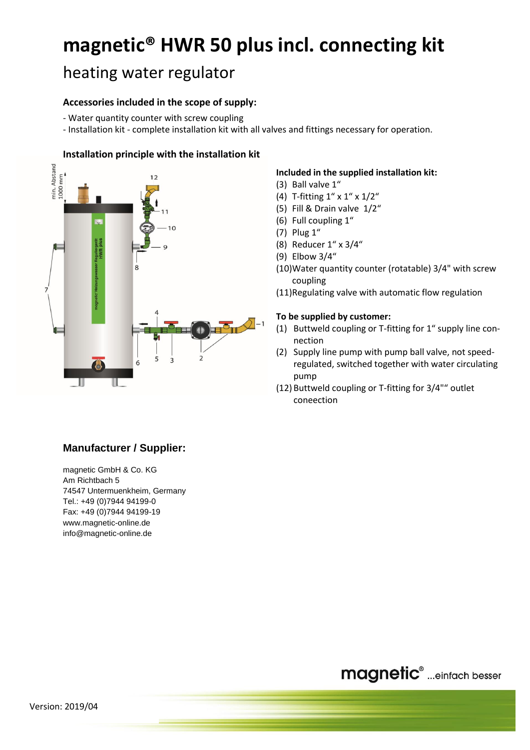# magnetic® HWR 50 plus incl. connecting kit

## heating water regulator

**Accessories included in the scope of supply:**

- Water quantity counter with screw coupling
- Installation kit - complete installation kit with all valves and fittings necessary for operation.

**Installation principle with the installation kit**

min. Abstand 1000 mm

12

11

10

9

8

7

4

6

5

3

2

1

magnetic Heizungswasser Regulatgerät HWR plus

**Included in the supplied installation kit:**

(3) Ball valve 1“
(4) T-fitting 1“ x 1“ x 1/2“
(5) Fill & Drain valve 1/2“
(6) Full coupling 1“
(7) Plug 1“
(8) Reducer 1“ x 3/4“
(9) Elbow 3/4“
(10) Water quantity counter (rotatable) 3/4" with screw coupling
(11) Regulating valve with automatic flow regulation

**To be supplied by customer:**

(1) Buttweld coupling or T-fitting for 1“ supply line connection
(2) Supply line pump with pump ball valve, not speed-regulated, switched together with water circulating pump
(12) Buttweld coupling or T-fitting for 3/4"“ outlet coneection

### Manufacturer / Supplier:

magnetic GmbH & Co. KG
Am Richtbach 5
74547 Untermuenkheim, Germany
Tel.: +49 (0)7944 94199-0
Fax: +49 (0)7944 94199-19
www.magnetic-online.de
info@magnetic-online.de

magnetic® ...einfach besser

Version: 2019/04